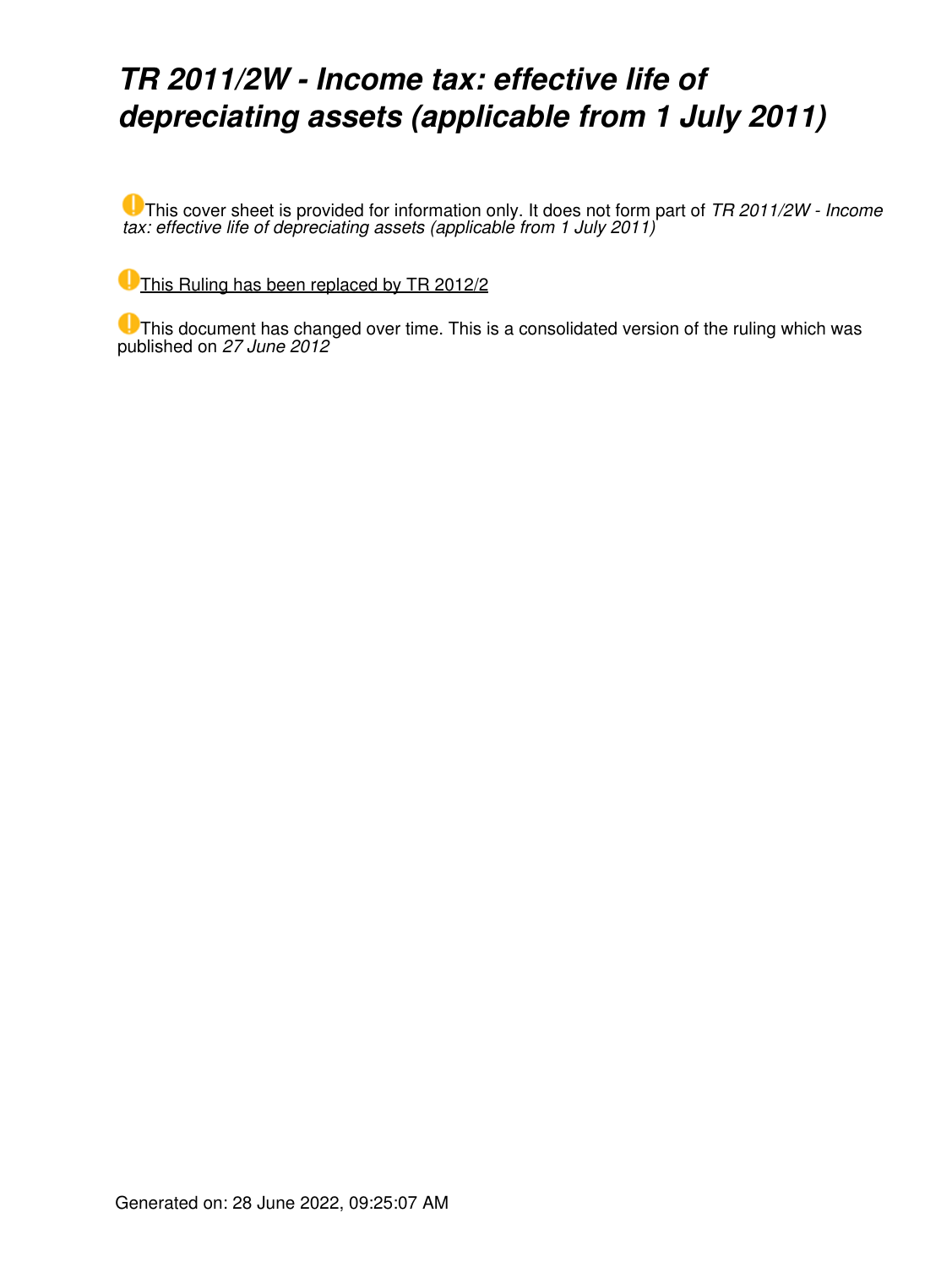# *TR 2011/2W - Income tax: effective life of depreciating assets (applicable from 1 July 2011)*

This cover sheet is provided for information only. It does not form part of *TR 2011/2W - Income tax: effective life of depreciating assets (applicable from 1 July 2011)*

This Ruling has been replaced by TR 2012/2

This document has changed over time. This is a consolidated version of the ruling which was published on *27 June 2012*

Generated on: 28 June 2022, 09:25:07 AM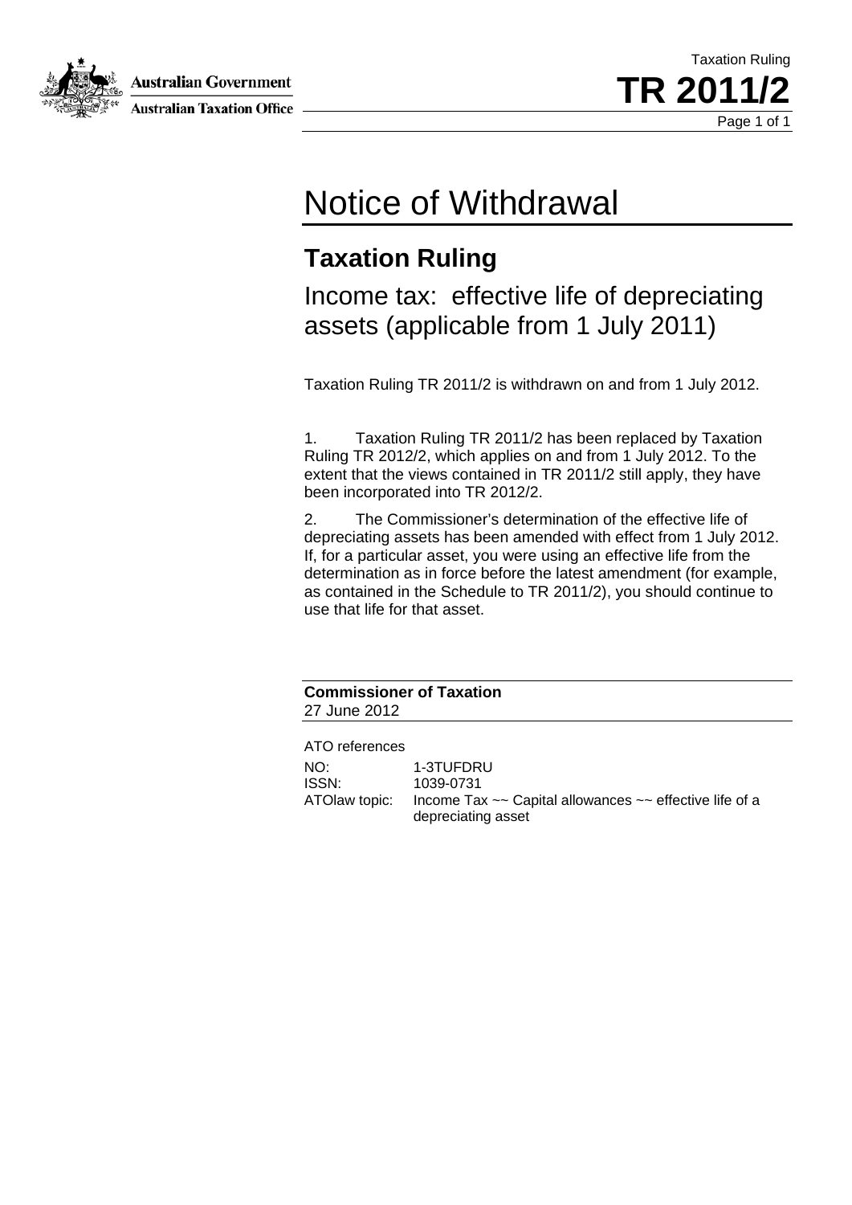# Notice of Withdrawal

## Taxation Ruling

### Income tax: effective life of depreciating assets (applicable from 1 July 2011)

Taxation Ruling TR 2011/2 is withdrawn on and from 1 July 2012.

1. Taxation Ruling TR 2011/2 has been replaced by Taxation Ruling TR 2012/2, which applies on and from 1 July 2012. To the extent that the views contained in TR 2011/2 still apply, they have been incorporated into TR 2012/2.

2. The Commissioner's determination of the effective life of depreciating assets has been amended with effect from 1 July 2012. If, for a particular asset, you were using an effective life from the determination as in force before the latest amendment (for example, as contained in the Schedule to TR 2011/2), you should continue to use that life for that asset.

**Commissioner of Taxation**
27 June 2012

ATO references

| | |
|---|---|
| NO: | 1-3TUFDRU |
| ISSN: | 1039-0731 |
| ATOlaw topic: | Income Tax ~~ Capital allowances ~~ effective life of a depreciating asset |